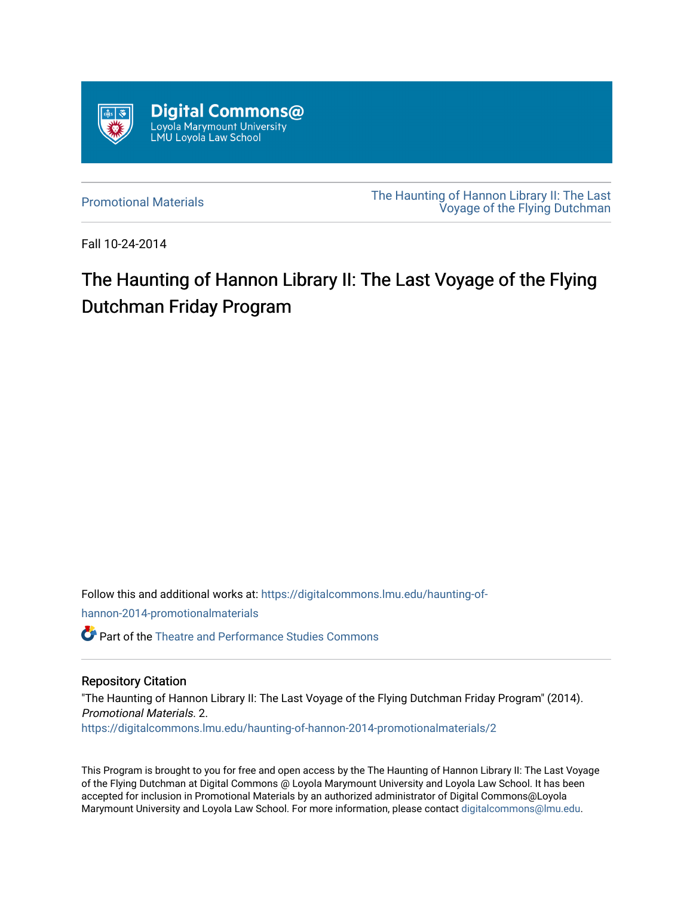Digital Commons@
Loyola Marymount University
LMU Loyola Law School

Promotional Materials

The Haunting of Hannon Library II: The Last Voyage of the Flying Dutchman

Fall 10-24-2014

# The Haunting of Hannon Library II: The Last Voyage of the Flying Dutchman Friday Program

Follow this and additional works at: https://digitalcommons.lmu.edu/haunting-of-hannon-2014-promotionalmaterials

Part of the Theatre and Performance Studies Commons

## Repository Citation

"The Haunting of Hannon Library II: The Last Voyage of the Flying Dutchman Friday Program" (2014). *Promotional Materials*. 2.
https://digitalcommons.lmu.edu/haunting-of-hannon-2014-promotionalmaterials/2

This Program is brought to you for free and open access by the The Haunting of Hannon Library II: The Last Voyage of the Flying Dutchman at Digital Commons @ Loyola Marymount University and Loyola Law School. It has been accepted for inclusion in Promotional Materials by an authorized administrator of Digital Commons@Loyola Marymount University and Loyola Law School. For more information, please contact digitalcommons@lmu.edu.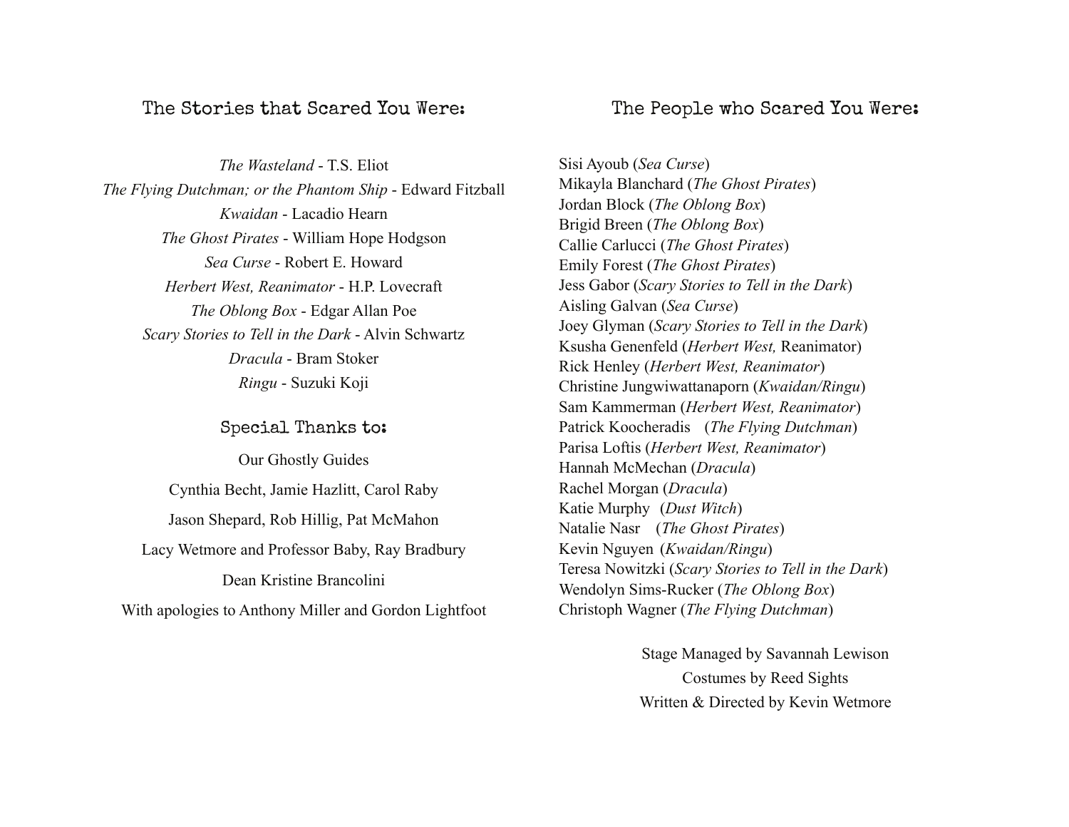## The Stories that Scared You Were:

*The Wasteland* - T.S. Eliot
*The Flying Dutchman; or the Phantom Ship* - Edward Fitzball
*Kwaidan* - Lacadio Hearn
*The Ghost Pirates* - William Hope Hodgson
*Sea Curse* - Robert E. Howard
*Herbert West, Reanimator* - H.P. Lovecraft
*The Oblong Box* - Edgar Allan Poe
*Scary Stories to Tell in the Dark* - Alvin Schwartz
*Dracula* - Bram Stoker
*Ringu* - Suzuki Koji

## Special Thanks to:

Our Ghostly Guides

Cynthia Becht, Jamie Hazlitt, Carol Raby

Jason Shepard, Rob Hillig, Pat McMahon

Lacy Wetmore and Professor Baby, Ray Bradbury

Dean Kristine Brancolini

With apologies to Anthony Miller and Gordon Lightfoot

## The People who Scared You Were:

Sisi Ayoub (*Sea Curse*)
Mikayla Blanchard (*The Ghost Pirates*)
Jordan Block (*The Oblong Box*)
Brigid Breen (*The Oblong Box*)
Callie Carlucci (*The Ghost Pirates*)
Emily Forest (*The Ghost Pirates*)
Jess Gabor (*Scary Stories to Tell in the Dark*)
Aisling Galvan (*Sea Curse*)
Joey Glyman (*Scary Stories to Tell in the Dark*)
Ksusha Genenfeld (*Herbert West,* Reanimator)
Rick Henley (*Herbert West, Reanimator*)
Christine Jungwiwattanaporn (*Kwaidan/Ringu*)
Sam Kammerman (*Herbert West, Reanimator*)
Patrick Koocheradis (*The Flying Dutchman*)
Parisa Loftis (*Herbert West, Reanimator*)
Hannah McMechan (*Dracula*)
Rachel Morgan (*Dracula*)
Katie Murphy (*Dust Witch*)
Natalie Nasr (*The Ghost Pirates*)
Kevin Nguyen (*Kwaidan/Ringu*)
Teresa Nowitzki (*Scary Stories to Tell in the Dark*)
Wendolyn Sims-Rucker (*The Oblong Box*)
Christoph Wagner (*The Flying Dutchman*)

Stage Managed by Savannah Lewison
Costumes by Reed Sights
Written & Directed by Kevin Wetmore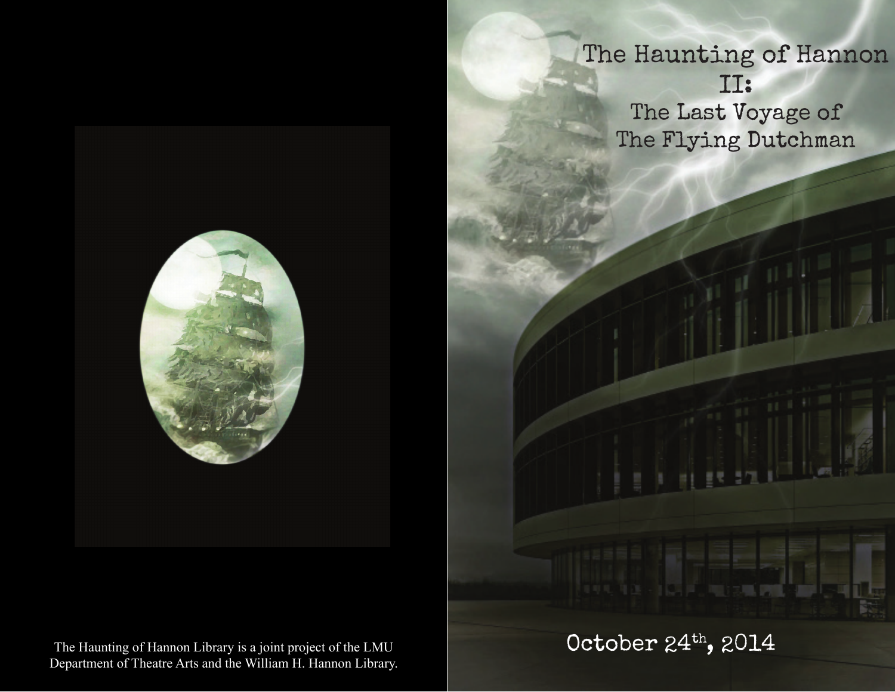The Haunting of Hannon Library is a joint project of the LMU Department of Theatre Arts and the William H. Hannon Library.

# The Haunting of Hannon II: The Last Voyage of The Flying Dutchman

October 24th, 2014